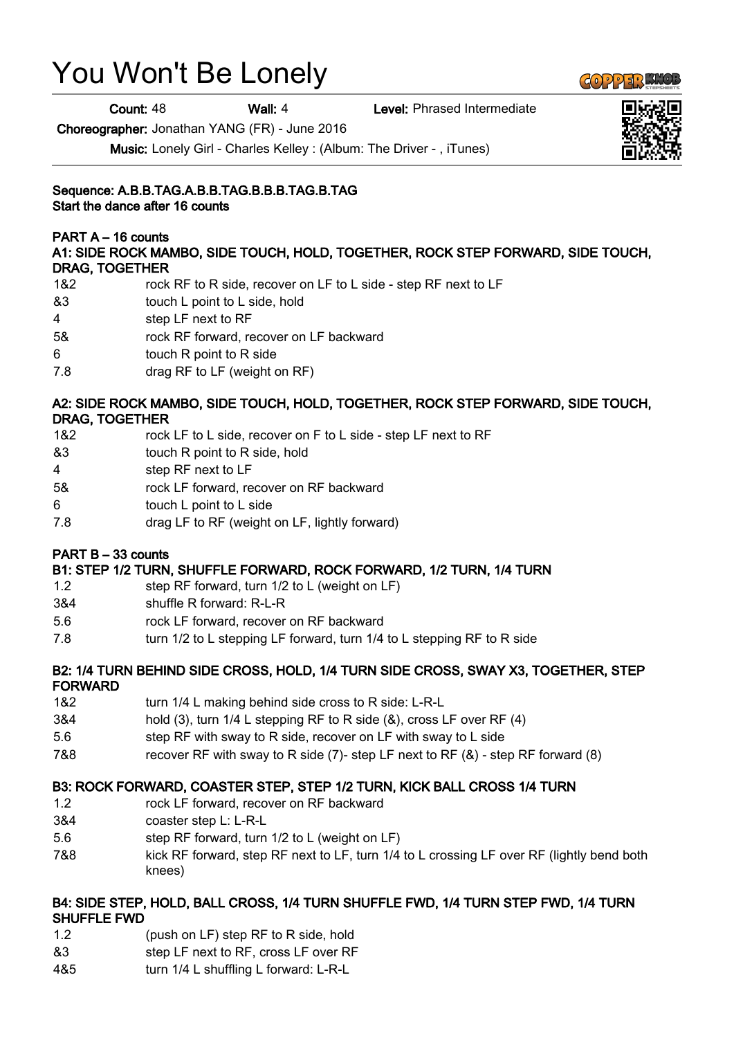# You Won't Be Lonely

**Count:** 48 **Wall:** 4 **Level:** Phrased Intermediate

**Choreographer:** Jonathan YANG (FR) - June 2016

**Music:** Lonely Girl - Charles Kelley : (Album: The Driver - , iTunes)

**Sequence: A.B.B.TAG.A.B.B.TAG.B.B.B.TAG.B.TAG**
**Start the dance after 16 counts**

**PART A – 16 counts**
**A1: SIDE ROCK MAMBO, SIDE TOUCH, HOLD, TOGETHER, ROCK STEP FORWARD, SIDE TOUCH, DRAG, TOGETHER**

| | |
|---|---|
| 1&2 | rock RF to R side, recover on LF to L side - step RF next to LF |
| &3 | touch L point to L side, hold |
| 4 | step LF next to RF |
| 5& | rock RF forward, recover on LF backward |
| 6 | touch R point to R side |
| 7.8 | drag RF to LF (weight on RF) |

**A2: SIDE ROCK MAMBO, SIDE TOUCH, HOLD, TOGETHER, ROCK STEP FORWARD, SIDE TOUCH, DRAG, TOGETHER**

| | |
|---|---|
| 1&2 | rock LF to L side, recover on F to L side - step LF next to RF |
| &3 | touch R point to R side, hold |
| 4 | step RF next to LF |
| 5& | rock LF forward, recover on RF backward |
| 6 | touch L point to L side |
| 7.8 | drag LF to RF (weight on LF, lightly forward) |

**PART B – 33 counts**
**B1: STEP 1/2 TURN, SHUFFLE FORWARD, ROCK FORWARD, 1/2 TURN, 1/4 TURN**

| | |
|---|---|
| 1.2 | step RF forward, turn 1/2 to L (weight on LF) |
| 3&4 | shuffle R forward: R-L-R |
| 5.6 | rock LF forward, recover on RF backward |
| 7.8 | turn 1/2 to L stepping LF forward, turn 1/4 to L stepping RF to R side |

**B2: 1/4 TURN BEHIND SIDE CROSS, HOLD, 1/4 TURN SIDE CROSS, SWAY X3, TOGETHER, STEP FORWARD**

| | |
|---|---|
| 1&2 | turn 1/4 L making behind side cross to R side: L-R-L |
| 3&4 | hold (3), turn 1/4 L stepping RF to R side (&), cross LF over RF (4) |
| 5.6 | step RF with sway to R side, recover on LF with sway to L side |
| 7&8 | recover RF with sway to R side (7)- step LF next to RF (&) - step RF forward (8) |

**B3: ROCK FORWARD, COASTER STEP, STEP 1/2 TURN, KICK BALL CROSS 1/4 TURN**

| | |
|---|---|
| 1.2 | rock LF forward, recover on RF backward |
| 3&4 | coaster step L: L-R-L |
| 5.6 | step RF forward, turn 1/2 to L (weight on LF) |
| 7&8 | kick RF forward, step RF next to LF, turn 1/4 to L crossing LF over RF (lightly bend both knees) |

**B4: SIDE STEP, HOLD, BALL CROSS, 1/4 TURN SHUFFLE FWD, 1/4 TURN STEP FWD, 1/4 TURN SHUFFLE FWD**

| | |
|---|---|
| 1.2 | (push on LF) step RF to R side, hold |
| &3 | step LF next to RF, cross LF over RF |
| 4&5 | turn 1/4 L shuffling L forward: L-R-L |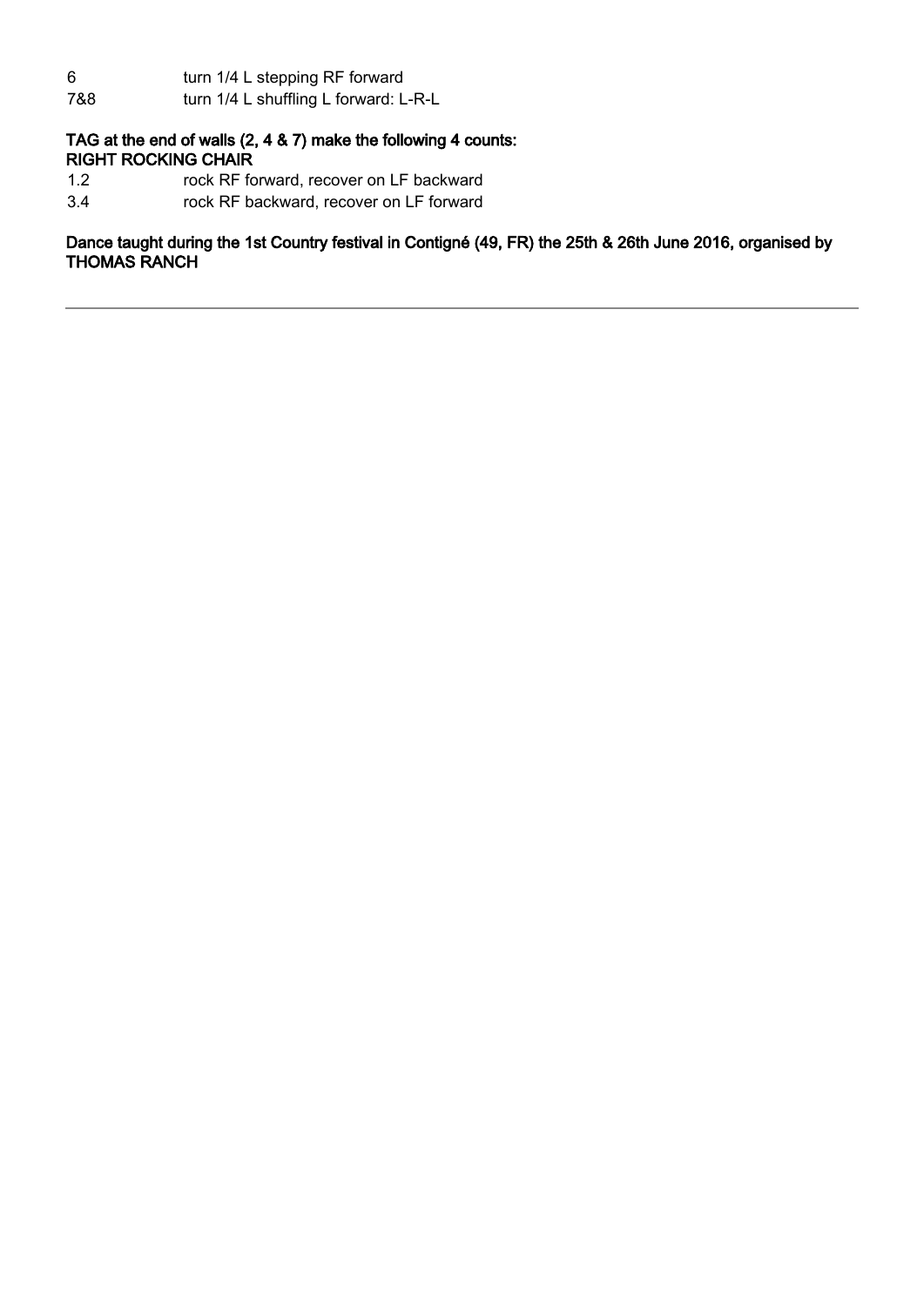6 turn 1/4 L stepping RF forward
7&8 turn 1/4 L shuffling L forward: L-R-L

**TAG at the end of walls (2, 4 & 7) make the following 4 counts:**
**RIGHT ROCKING CHAIR**

1.2 rock RF forward, recover on LF backward
3.4 rock RF backward, recover on LF forward

**Dance taught during the 1st Country festival in Contigné (49, FR) the 25th & 26th June 2016, organised by THOMAS RANCH**

---